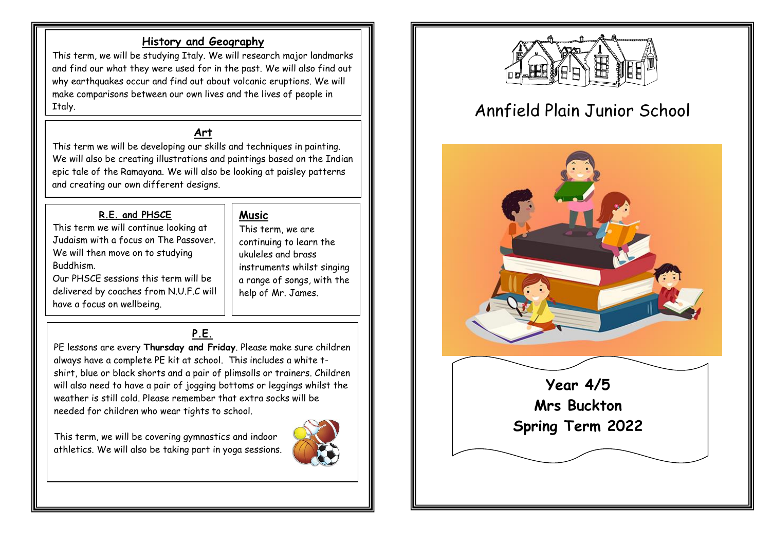## History and Geography

This term, we will be studying Italy. We will research major landmarks and find our what they were used for in the past. We will also find out why earthquakes occur and find out about volcanic eruptions. We will make comparisons between our own lives and the lives of people in Italy.

## Art

This term we will be developing our skills and techniques in painting. We will also be creating illustrations and paintings based on the Indian epic tale of the Ramayana. We will also be looking at paisley patterns and creating our own different designs.

## R.E. and PHSCE

This term we will continue looking at Judaism with a focus on The Passover. We will then move on to studying Buddhism.

Our PHSCE sessions this term will be delivered by coaches from N.U.F.C will have a focus on wellbeing.

## Music

This term, we are continuing to learn the ukuleles and brass instruments whilst singing a range of songs, with the help of Mr. James.

## P.E.

PE lessons are every **Thursday and Friday**. Please make sure children always have a complete PE kit at school. This includes a white t-shirt, blue or black shorts and a pair of plimsolls or trainers. Children will also need to have a pair of jogging bottoms or leggings whilst the weather is still cold. Please remember that extra socks will be needed for children who wear tights to school.

This term, we will be covering gymnastics and indoor athletics. We will also be taking part in yoga sessions.

# Annfield Plain Junior School

**Year 4/5**

**Mrs Buckton**

**Spring Term 2022**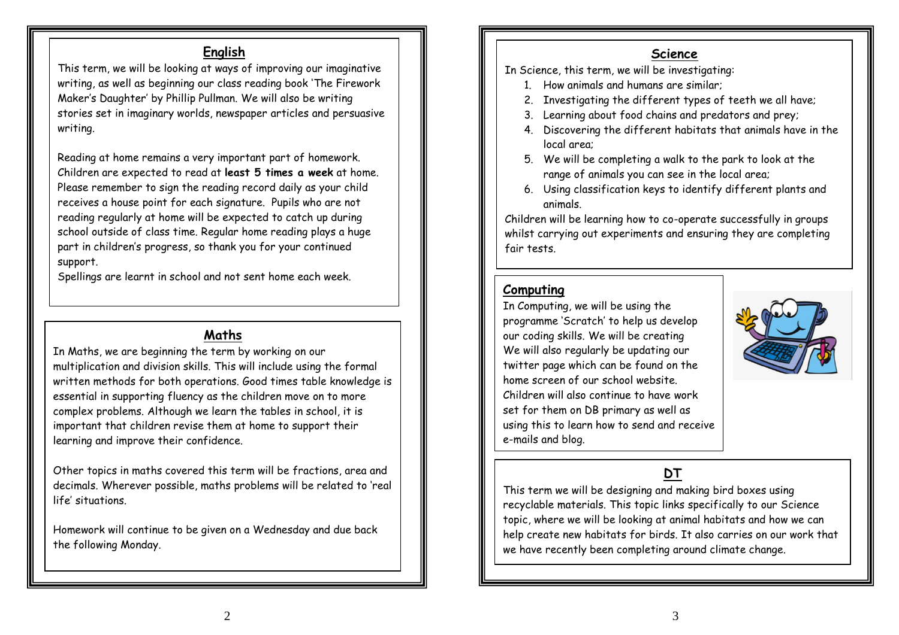## English

This term, we will be looking at ways of improving our imaginative writing, as well as beginning our class reading book 'The Firework Maker's Daughter' by Phillip Pullman. We will also be writing stories set in imaginary worlds, newspaper articles and persuasive writing.

Reading at home remains a very important part of homework. Children are expected to read at **least 5 times a week** at home. Please remember to sign the reading record daily as your child receives a house point for each signature. Pupils who are not reading regularly at home will be expected to catch up during school outside of class time. Regular home reading plays a huge part in children's progress, so thank you for your continued support.

Spellings are learnt in school and not sent home each week.

## Maths

In Maths, we are beginning the term by working on our multiplication and division skills. This will include using the formal written methods for both operations. Good times table knowledge is essential in supporting fluency as the children move on to more complex problems. Although we learn the tables in school, it is important that children revise them at home to support their learning and improve their confidence.

Other topics in maths covered this term will be fractions, area and decimals. Wherever possible, maths problems will be related to 'real life' situations.

Homework will continue to be given on a Wednesday and due back the following Monday.

## Science

In Science, this term, we will be investigating:

1. How animals and humans are similar;
2. Investigating the different types of teeth we all have;
3. Learning about food chains and predators and prey;
4. Discovering the different habitats that animals have in the local area;
5. We will be completing a walk to the park to look at the range of animals you can see in the local area;
6. Using classification keys to identify different plants and animals.

Children will be learning how to co-operate successfully in groups whilst carrying out experiments and ensuring they are completing fair tests.

## Computing

In Computing, we will be using the programme 'Scratch' to help us develop our coding skills. We will be creating We will also regularly be updating our twitter page which can be found on the home screen of our school website. Children will also continue to have work set for them on DB primary as well as using this to learn how to send and receive e-mails and blog.

## DT

This term we will be designing and making bird boxes using recyclable materials. This topic links specifically to our Science topic, where we will be looking at animal habitats and how we can help create new habitats for birds. It also carries on our work that we have recently been completing around climate change.